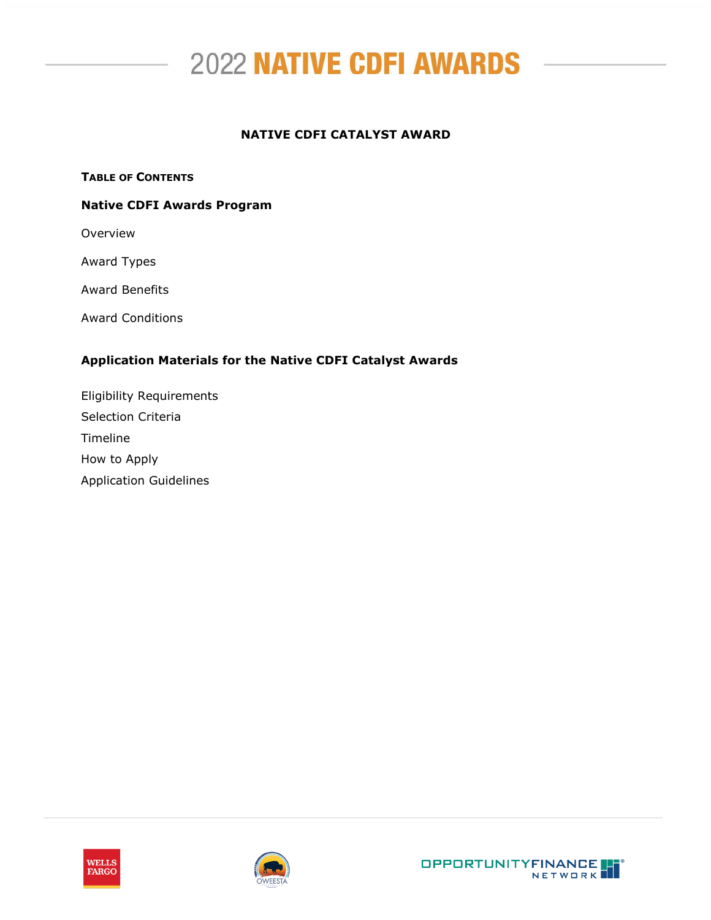# 2022 NATIVE CDFI AWARDS

## NATIVE CDFI CATALYST AWARD

**TABLE OF CONTENTS**

**Native CDFI Awards Program**

Overview

Award Types

Award Benefits

Award Conditions

**Application Materials for the Native CDFI Catalyst Awards**

Eligibility Requirements

Selection Criteria

Timeline

How to Apply

Application Guidelines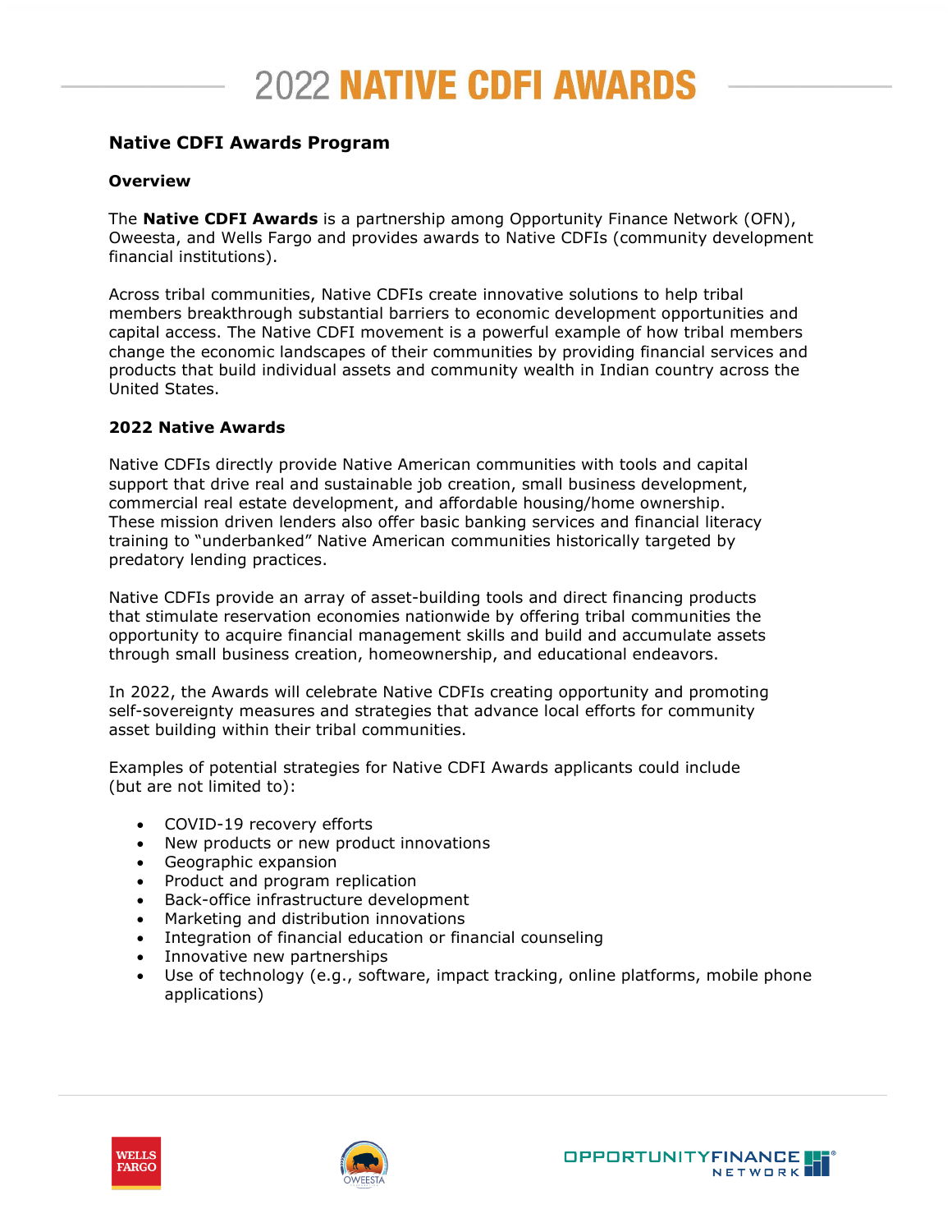# 2022 NATIVE CDFI AWARDS

## Native CDFI Awards Program

### Overview

The **Native CDFI Awards** is a partnership among Opportunity Finance Network (OFN), Oweesta, and Wells Fargo and provides awards to Native CDFIs (community development financial institutions).

Across tribal communities, Native CDFIs create innovative solutions to help tribal members breakthrough substantial barriers to economic development opportunities and capital access. The Native CDFI movement is a powerful example of how tribal members change the economic landscapes of their communities by providing financial services and products that build individual assets and community wealth in Indian country across the United States.

### 2022 Native Awards

Native CDFIs directly provide Native American communities with tools and capital support that drive real and sustainable job creation, small business development, commercial real estate development, and affordable housing/home ownership. These mission driven lenders also offer basic banking services and financial literacy training to "underbanked" Native American communities historically targeted by predatory lending practices.

Native CDFIs provide an array of asset-building tools and direct financing products that stimulate reservation economies nationwide by offering tribal communities the opportunity to acquire financial management skills and build and accumulate assets through small business creation, homeownership, and educational endeavors.

In 2022, the Awards will celebrate Native CDFIs creating opportunity and promoting self-sovereignty measures and strategies that advance local efforts for community asset building within their tribal communities.

Examples of potential strategies for Native CDFI Awards applicants could include (but are not limited to):

- COVID-19 recovery efforts
- New products or new product innovations
- Geographic expansion
- Product and program replication
- Back-office infrastructure development
- Marketing and distribution innovations
- Integration of financial education or financial counseling
- Innovative new partnerships
- Use of technology (e.g., software, impact tracking, online platforms, mobile phone applications)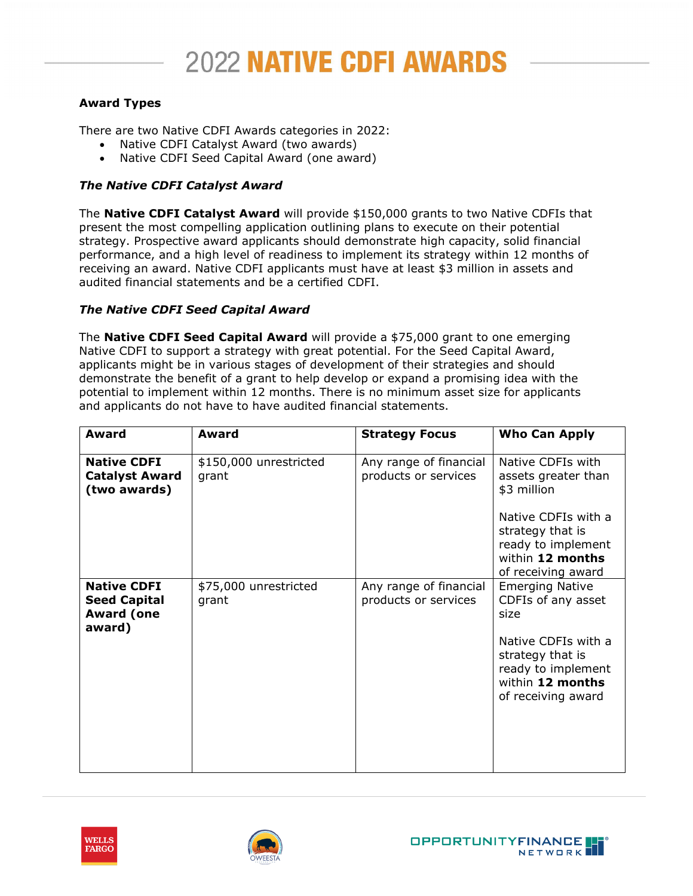# 2022 NATIVE CDFI AWARDS

**Award Types**

There are two Native CDFI Awards categories in 2022:

- Native CDFI Catalyst Award (two awards)
- Native CDFI Seed Capital Award (one award)

***The Native CDFI Catalyst Award***

The **Native CDFI Catalyst Award** will provide $150,000 grants to two Native CDFIs that present the most compelling application outlining plans to execute on their potential strategy. Prospective award applicants should demonstrate high capacity, solid financial performance, and a high level of readiness to implement its strategy within 12 months of receiving an award. Native CDFI applicants must have at least $3 million in assets and audited financial statements and be a certified CDFI.

***The Native CDFI Seed Capital Award***

The **Native CDFI Seed Capital Award** will provide a $75,000 grant to one emerging Native CDFI to support a strategy with great potential. For the Seed Capital Award, applicants might be in various stages of development of their strategies and should demonstrate the benefit of a grant to help develop or expand a promising idea with the potential to implement within 12 months. There is no minimum asset size for applicants and applicants do not have to have audited financial statements.

| Award | Award | Strategy Focus | Who Can Apply |
|---|---|---|---|
| **Native CDFI Catalyst Award (two awards)** | $150,000 unrestricted grant | Any range of financial products or services | Native CDFIs with assets greater than $3 million<br><br>Native CDFIs with a strategy that is ready to implement within **12 months** of receiving award |
| **Native CDFI Seed Capital Award (one award)** | $75,000 unrestricted grant | Any range of financial products or services | Emerging Native CDFIs of any asset size<br><br>Native CDFIs with a strategy that is ready to implement within **12 months** of receiving award |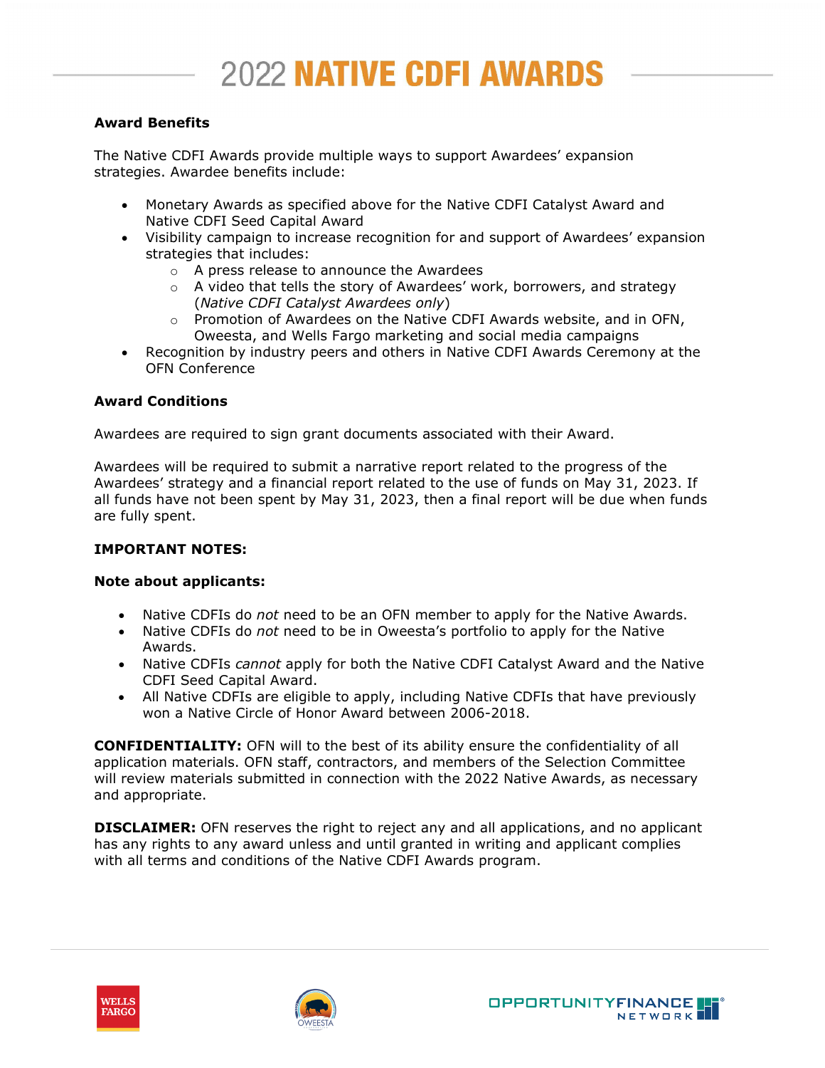# 2022 NATIVE CDFI AWARDS

**Award Benefits**

The Native CDFI Awards provide multiple ways to support Awardees' expansion strategies. Awardee benefits include:

- Monetary Awards as specified above for the Native CDFI Catalyst Award and Native CDFI Seed Capital Award
- Visibility campaign to increase recognition for and support of Awardees' expansion strategies that includes:
  - A press release to announce the Awardees
  - A video that tells the story of Awardees' work, borrowers, and strategy (*Native CDFI Catalyst Awardees only*)
  - Promotion of Awardees on the Native CDFI Awards website, and in OFN, Oweesta, and Wells Fargo marketing and social media campaigns
- Recognition by industry peers and others in Native CDFI Awards Ceremony at the OFN Conference

**Award Conditions**

Awardees are required to sign grant documents associated with their Award.

Awardees will be required to submit a narrative report related to the progress of the Awardees' strategy and a financial report related to the use of funds on May 31, 2023. If all funds have not been spent by May 31, 2023, then a final report will be due when funds are fully spent.

**IMPORTANT NOTES:**

**Note about applicants:**

- Native CDFIs do *not* need to be an OFN member to apply for the Native Awards.
- Native CDFIs do *not* need to be in Oweesta's portfolio to apply for the Native Awards.
- Native CDFIs *cannot* apply for both the Native CDFI Catalyst Award and the Native CDFI Seed Capital Award.
- All Native CDFIs are eligible to apply, including Native CDFIs that have previously won a Native Circle of Honor Award between 2006-2018.

**CONFIDENTIALITY:** OFN will to the best of its ability ensure the confidentiality of all application materials. OFN staff, contractors, and members of the Selection Committee will review materials submitted in connection with the 2022 Native Awards, as necessary and appropriate.

**DISCLAIMER:** OFN reserves the right to reject any and all applications, and no applicant has any rights to any award unless and until granted in writing and applicant complies with all terms and conditions of the Native CDFI Awards program.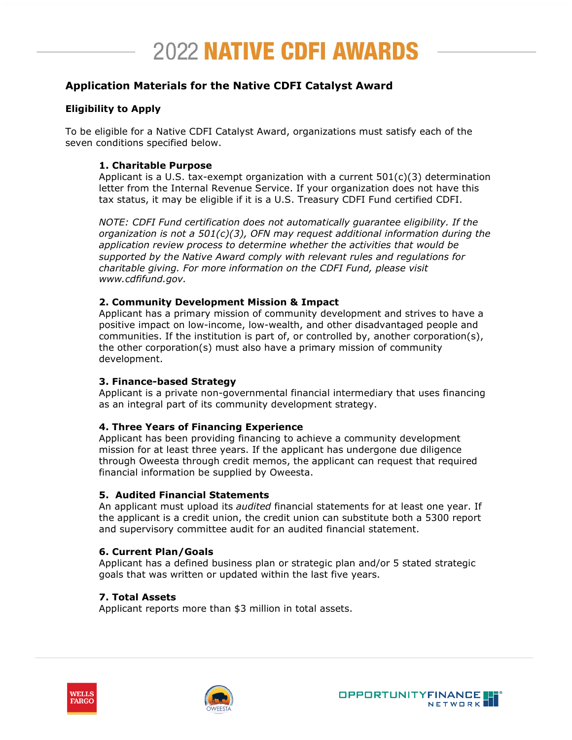# 2022 NATIVE CDFI AWARDS

## Application Materials for the Native CDFI Catalyst Award

### Eligibility to Apply

To be eligible for a Native CDFI Catalyst Award, organizations must satisfy each of the seven conditions specified below.

**1. Charitable Purpose**
Applicant is a U.S. tax-exempt organization with a current 501(c)(3) determination letter from the Internal Revenue Service. If your organization does not have this tax status, it may be eligible if it is a U.S. Treasury CDFI Fund certified CDFI.

*NOTE: CDFI Fund certification does not automatically guarantee eligibility. If the organization is not a 501(c)(3), OFN may request additional information during the application review process to determine whether the activities that would be supported by the Native Award comply with relevant rules and regulations for charitable giving. For more information on the CDFI Fund, please visit www.cdfifund.gov.*

**2. Community Development Mission & Impact**
Applicant has a primary mission of community development and strives to have a positive impact on low-income, low-wealth, and other disadvantaged people and communities. If the institution is part of, or controlled by, another corporation(s), the other corporation(s) must also have a primary mission of community development.

**3. Finance-based Strategy**
Applicant is a private non-governmental financial intermediary that uses financing as an integral part of its community development strategy.

**4. Three Years of Financing Experience**
Applicant has been providing financing to achieve a community development mission for at least three years. If the applicant has undergone due diligence through Oweesta through credit memos, the applicant can request that required financial information be supplied by Oweesta.

**5. Audited Financial Statements**
An applicant must upload its *audited* financial statements for at least one year. If the applicant is a credit union, the credit union can substitute both a 5300 report and supervisory committee audit for an audited financial statement.

**6. Current Plan/Goals**
Applicant has a defined business plan or strategic plan and/or 5 stated strategic goals that was written or updated within the last five years.

**7. Total Assets**
Applicant reports more than $3 million in total assets.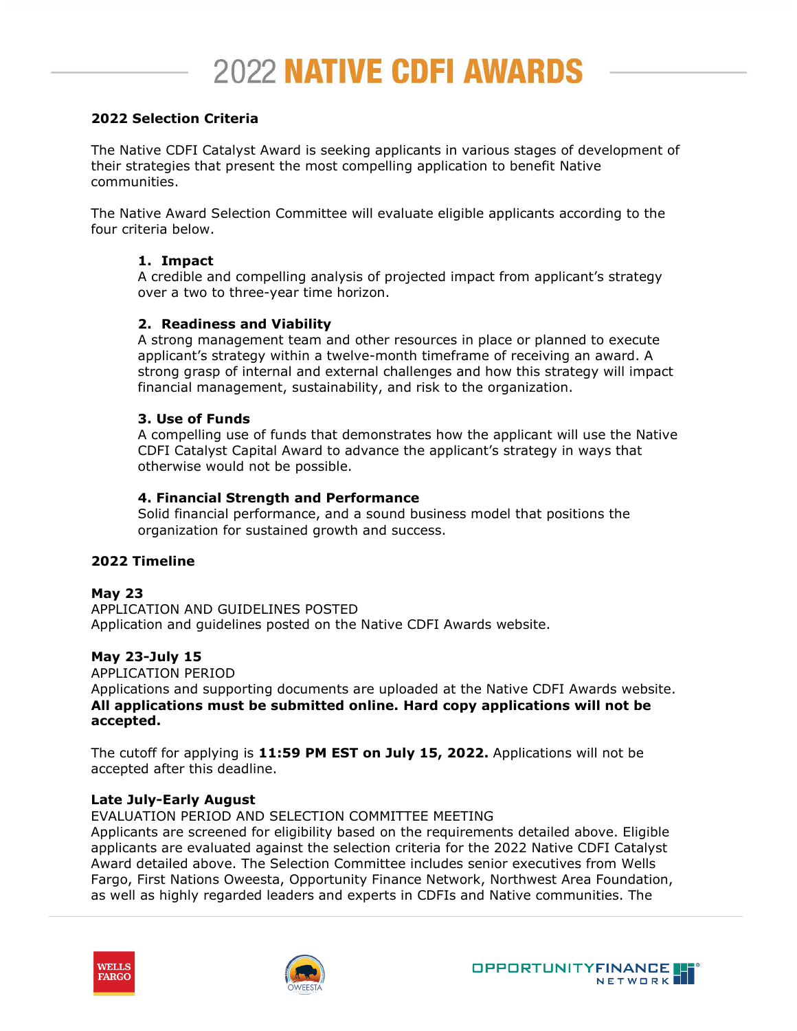# 2022 NATIVE CDFI AWARDS

**2022 Selection Criteria**

The Native CDFI Catalyst Award is seeking applicants in various stages of development of their strategies that present the most compelling application to benefit Native communities.

The Native Award Selection Committee will evaluate eligible applicants according to the four criteria below.

1. **Impact**
   A credible and compelling analysis of projected impact from applicant's strategy over a two to three-year time horizon.

2. **Readiness and Viability**
   A strong management team and other resources in place or planned to execute applicant's strategy within a twelve-month timeframe of receiving an award. A strong grasp of internal and external challenges and how this strategy will impact financial management, sustainability, and risk to the organization.

3. **Use of Funds**
   A compelling use of funds that demonstrates how the applicant will use the Native CDFI Catalyst Capital Award to advance the applicant's strategy in ways that otherwise would not be possible.

4. **Financial Strength and Performance**
   Solid financial performance, and a sound business model that positions the organization for sustained growth and success.

**2022 Timeline**

**May 23**
APPLICATION AND GUIDELINES POSTED
Application and guidelines posted on the Native CDFI Awards website.

**May 23-July 15**
APPLICATION PERIOD
Applications and supporting documents are uploaded at the Native CDFI Awards website. **All applications must be submitted online. Hard copy applications will not be accepted.**

The cutoff for applying is **11:59 PM EST on July 15, 2022.** Applications will not be accepted after this deadline.

**Late July-Early August**
EVALUATION PERIOD AND SELECTION COMMITTEE MEETING
Applicants are screened for eligibility based on the requirements detailed above. Eligible applicants are evaluated against the selection criteria for the 2022 Native CDFI Catalyst Award detailed above. The Selection Committee includes senior executives from Wells Fargo, First Nations Oweesta, Opportunity Finance Network, Northwest Area Foundation, as well as highly regarded leaders and experts in CDFIs and Native communities. The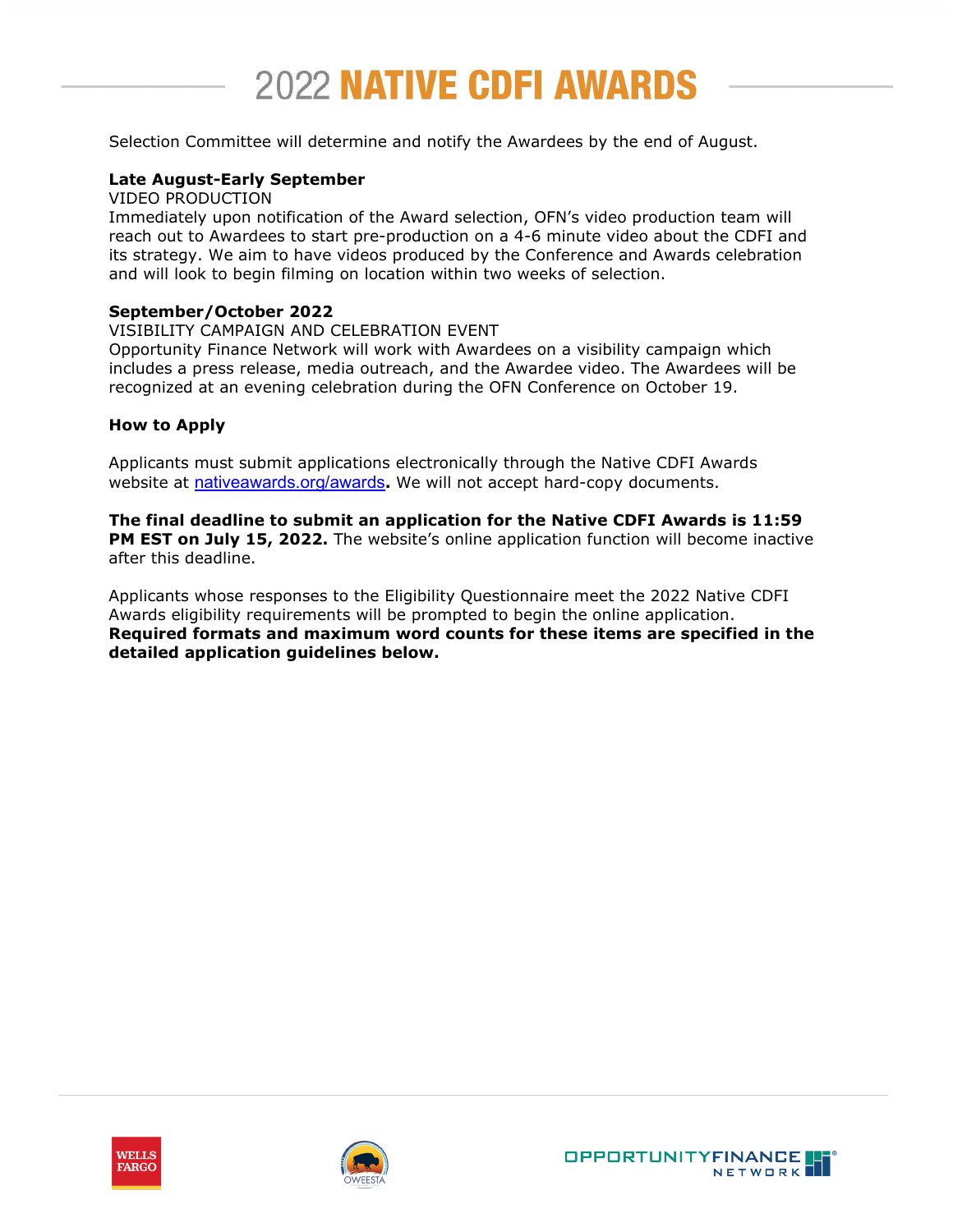Selection Committee will determine and notify the Awardees by the end of August.

**Late August-Early September**
VIDEO PRODUCTION
Immediately upon notification of the Award selection, OFN's video production team will reach out to Awardees to start pre-production on a 4-6 minute video about the CDFI and its strategy. We aim to have videos produced by the Conference and Awards celebration and will look to begin filming on location within two weeks of selection.

**September/October 2022**
VISIBILITY CAMPAIGN AND CELEBRATION EVENT
Opportunity Finance Network will work with Awardees on a visibility campaign which includes a press release, media outreach, and the Awardee video. The Awardees will be recognized at an evening celebration during the OFN Conference on October 19.

**How to Apply**

Applicants must submit applications electronically through the Native CDFI Awards website at nativeawards.org/awards**.** We will not accept hard-copy documents.

**The final deadline to submit an application for the Native CDFI Awards is 11:59 PM EST on July 15, 2022.** The website's online application function will become inactive after this deadline.

Applicants whose responses to the Eligibility Questionnaire meet the 2022 Native CDFI Awards eligibility requirements will be prompted to begin the online application. **Required formats and maximum word counts for these items are specified in the detailed application guidelines below.**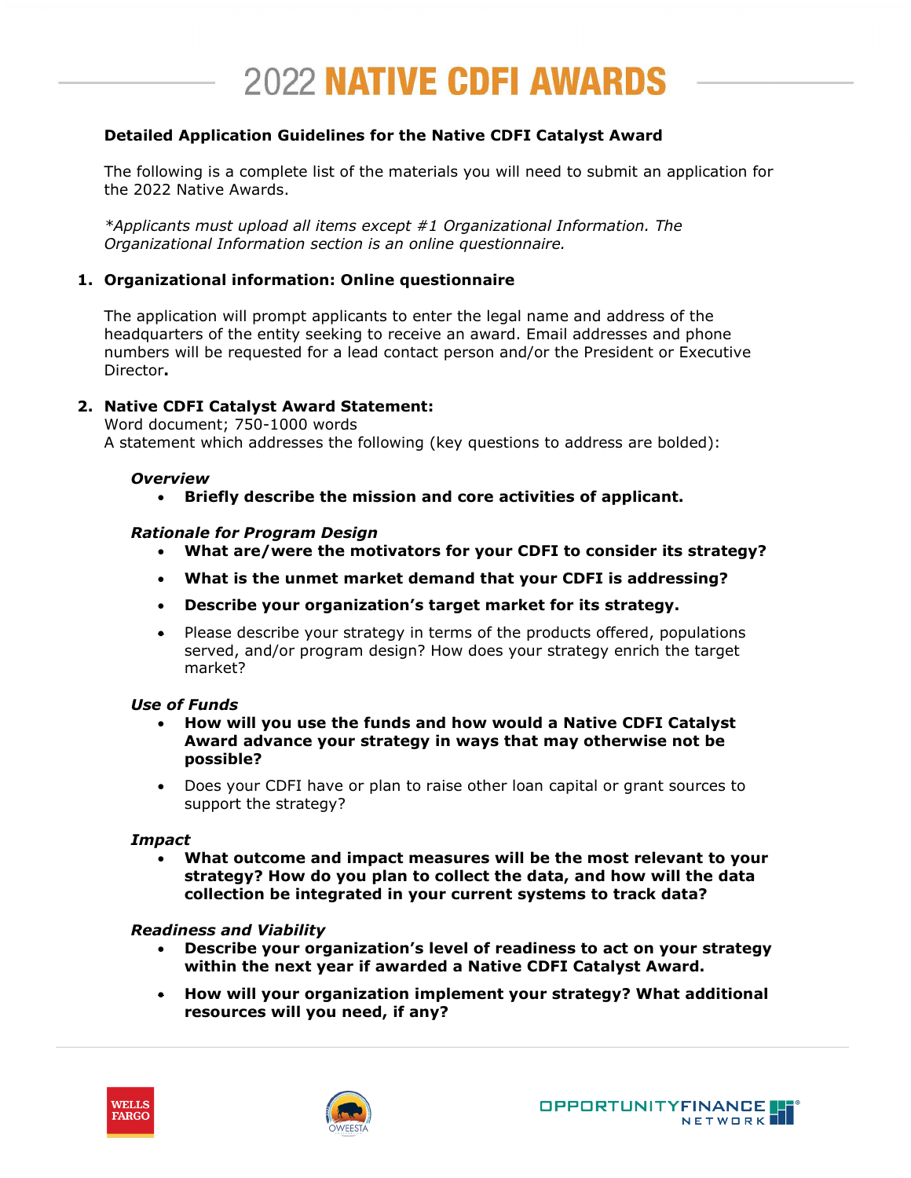# 2022 NATIVE CDFI AWARDS

**Detailed Application Guidelines for the Native CDFI Catalyst Award**

The following is a complete list of the materials you will need to submit an application for the 2022 Native Awards.

*\*Applicants must upload all items except #1 Organizational Information. The Organizational Information section is an online questionnaire.*

1. **Organizational information: Online questionnaire**

   The application will prompt applicants to enter the legal name and address of the headquarters of the entity seeking to receive an award. Email addresses and phone numbers will be requested for a lead contact person and/or the President or Executive Director**.**

2. **Native CDFI Catalyst Award Statement:**
   Word document; 750-1000 words
   A statement which addresses the following (key questions to address are bolded):

   ***Overview***
   - **Briefly describe the mission and core activities of applicant.**

   ***Rationale for Program Design***
   - **What are/were the motivators for your CDFI to consider its strategy?**
   - **What is the unmet market demand that your CDFI is addressing?**
   - **Describe your organization's target market for its strategy.**
   - Please describe your strategy in terms of the products offered, populations served, and/or program design? How does your strategy enrich the target market?

   ***Use of Funds***
   - **How will you use the funds and how would a Native CDFI Catalyst Award advance your strategy in ways that may otherwise not be possible?**
   - Does your CDFI have or plan to raise other loan capital or grant sources to support the strategy?

   ***Impact***
   - **What outcome and impact measures will be the most relevant to your strategy? How do you plan to collect the data, and how will the data collection be integrated in your current systems to track data?**

   ***Readiness and Viability***
   - **Describe your organization's level of readiness to act on your strategy within the next year if awarded a Native CDFI Catalyst Award.**
   - **How will your organization implement your strategy? What additional resources will you need, if any?**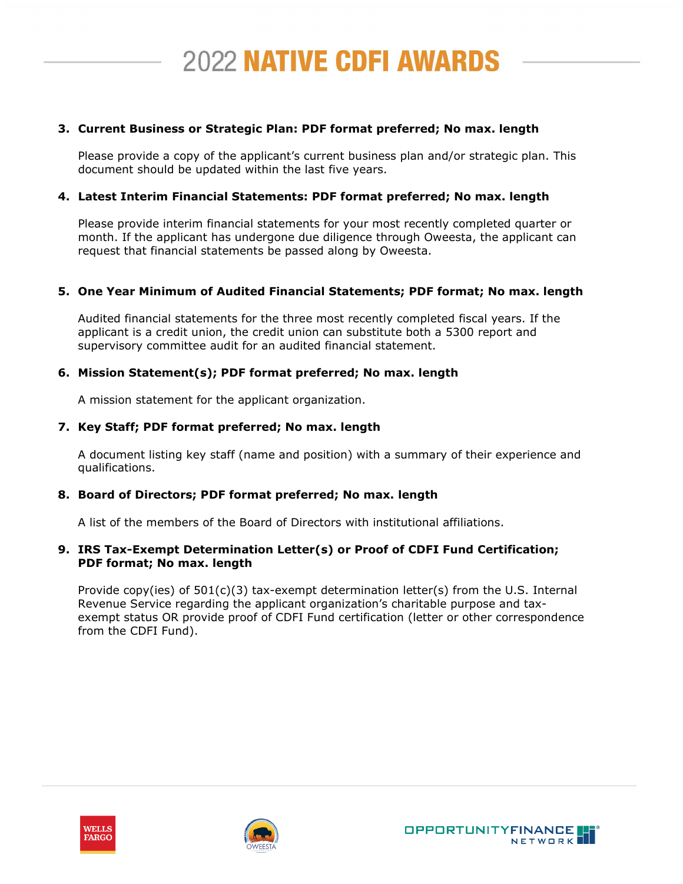3. **Current Business or Strategic Plan: PDF format preferred; No max. length**

   Please provide a copy of the applicant's current business plan and/or strategic plan. This document should be updated within the last five years.

4. **Latest Interim Financial Statements: PDF format preferred; No max. length**

   Please provide interim financial statements for your most recently completed quarter or month. If the applicant has undergone due diligence through Oweesta, the applicant can request that financial statements be passed along by Oweesta.

5. **One Year Minimum of Audited Financial Statements; PDF format; No max. length**

   Audited financial statements for the three most recently completed fiscal years. If the applicant is a credit union, the credit union can substitute both a 5300 report and supervisory committee audit for an audited financial statement.

6. **Mission Statement(s); PDF format preferred; No max. length**

   A mission statement for the applicant organization.

7. **Key Staff; PDF format preferred; No max. length**

   A document listing key staff (name and position) with a summary of their experience and qualifications.

8. **Board of Directors; PDF format preferred; No max. length**

   A list of the members of the Board of Directors with institutional affiliations.

9. **IRS Tax-Exempt Determination Letter(s) or Proof of CDFI Fund Certification; PDF format; No max. length**

   Provide copy(ies) of 501(c)(3) tax-exempt determination letter(s) from the U.S. Internal Revenue Service regarding the applicant organization's charitable purpose and tax-exempt status OR provide proof of CDFI Fund certification (letter or other correspondence from the CDFI Fund).